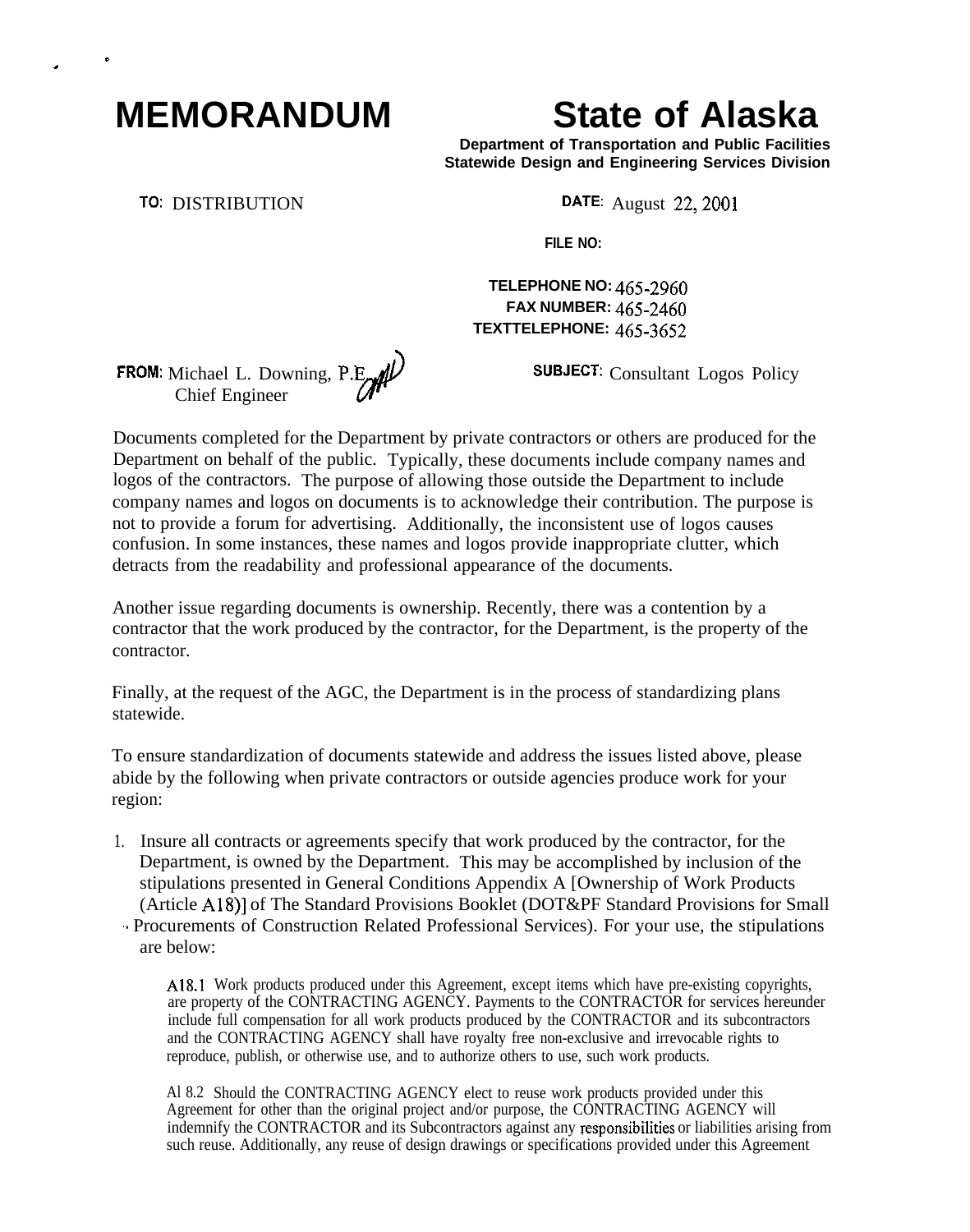# MEMORANDUM

# State of Alaska

**Department of Transportation and Public Facilities**
**Statewide Design and Engineering Services Division**

**TO:** DISTRIBUTION

**DATE:** August 22, 2001

**FILE NO:**

**TELEPHONE NO:** 465-2960
**FAX NUMBER:** 465-2460
**TEXTTELEPHONE:** 465-3652

**FROM:** Michael L. Downing, P.E.
Chief Engineer

**SUBJECT:** Consultant Logos Policy

Documents completed for the Department by private contractors or others are produced for the Department on behalf of the public. Typically, these documents include company names and logos of the contractors. The purpose of allowing those outside the Department to include company names and logos on documents is to acknowledge their contribution. The purpose is not to provide a forum for advertising. Additionally, the inconsistent use of logos causes confusion. In some instances, these names and logos provide inappropriate clutter, which detracts from the readability and professional appearance of the documents.

Another issue regarding documents is ownership. Recently, there was a contention by a contractor that the work produced by the contractor, for the Department, is the property of the contractor.

Finally, at the request of the AGC, the Department is in the process of standardizing plans statewide.

To ensure standardization of documents statewide and address the issues listed above, please abide by the following when private contractors or outside agencies produce work for your region:

1. Insure all contracts or agreements specify that work produced by the contractor, for the Department, is owned by the Department. This may be accomplished by inclusion of the stipulations presented in General Conditions Appendix A [Ownership of Work Products (Article A18)] of The Standard Provisions Booklet (DOT&PF Standard Provisions for Small Procurements of Construction Related Professional Services). For your use, the stipulations are below:

   A18.1 Work products produced under this Agreement, except items which have pre-existing copyrights, are property of the CONTRACTING AGENCY. Payments to the CONTRACTOR for services hereunder include full compensation for all work products produced by the CONTRACTOR and its subcontractors and the CONTRACTING AGENCY shall have royalty free non-exclusive and irrevocable rights to reproduce, publish, or otherwise use, and to authorize others to use, such work products.

   Al 8.2 Should the CONTRACTING AGENCY elect to reuse work products provided under this Agreement for other than the original project and/or purpose, the CONTRACTING AGENCY will indemnify the CONTRACTOR and its Subcontractors against any responsibilities or liabilities arising from such reuse. Additionally, any reuse of design drawings or specifications provided under this Agreement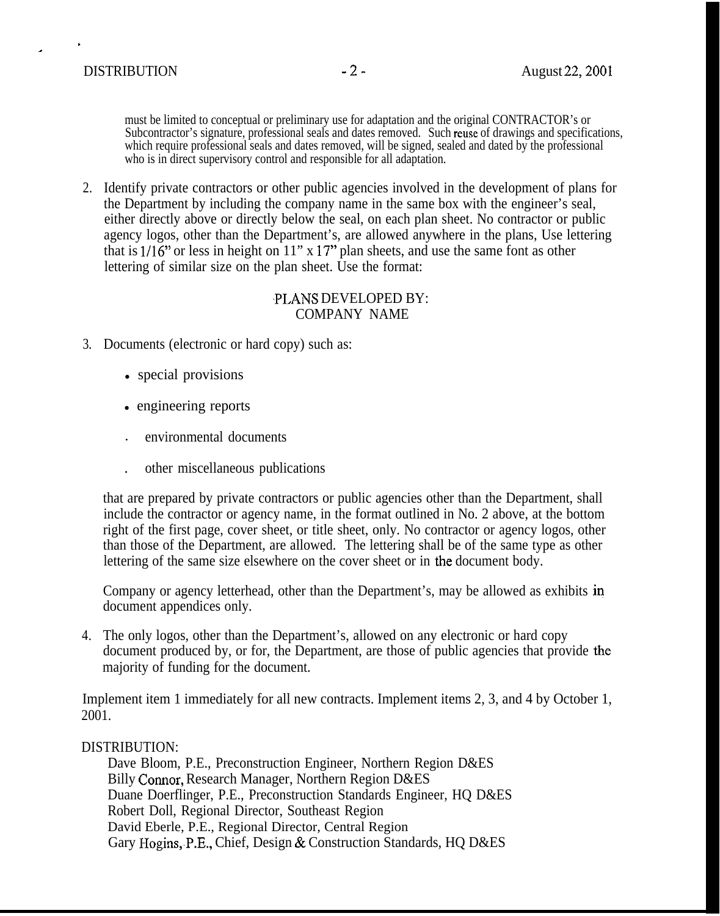must be limited to conceptual or preliminary use for adaptation and the original CONTRACTOR's or Subcontractor's signature, professional seals and dates removed. Such reuse of drawings and specifications, which require professional seals and dates removed, will be signed, sealed and dated by the professional who is in direct supervisory control and responsible for all adaptation.

2. Identify private contractors or other public agencies involved in the development of plans for the Department by including the company name in the same box with the engineer's seal, either directly above or directly below the seal, on each plan sheet. No contractor or public agency logos, other than the Department's, are allowed anywhere in the plans, Use lettering that is 1/16" or less in height on 11" x 17" plan sheets, and use the same font as other lettering of similar size on the plan sheet. Use the format:

   PLANS DEVELOPED BY:
   COMPANY NAME

3. Documents (electronic or hard copy) such as:

   - special provisions
   - engineering reports
   - environmental documents
   - other miscellaneous publications

   that are prepared by private contractors or public agencies other than the Department, shall include the contractor or agency name, in the format outlined in No. 2 above, at the bottom right of the first page, cover sheet, or title sheet, only. No contractor or agency logos, other than those of the Department, are allowed. The lettering shall be of the same type as other lettering of the same size elsewhere on the cover sheet or in the document body.

   Company or agency letterhead, other than the Department's, may be allowed as exhibits in document appendices only.

4. The only logos, other than the Department's, allowed on any electronic or hard copy document produced by, or for, the Department, are those of public agencies that provide the majority of funding for the document.

Implement item 1 immediately for all new contracts. Implement items 2, 3, and 4 by October 1, 2001.

DISTRIBUTION:

Dave Bloom, P.E., Preconstruction Engineer, Northern Region D&ES
Billy Connor, Research Manager, Northern Region D&ES
Duane Doerflinger, P.E., Preconstruction Standards Engineer, HQ D&ES
Robert Doll, Regional Director, Southeast Region
David Eberle, P.E., Regional Director, Central Region
Gary Hogins, P.E., Chief, Design & Construction Standards, HQ D&ES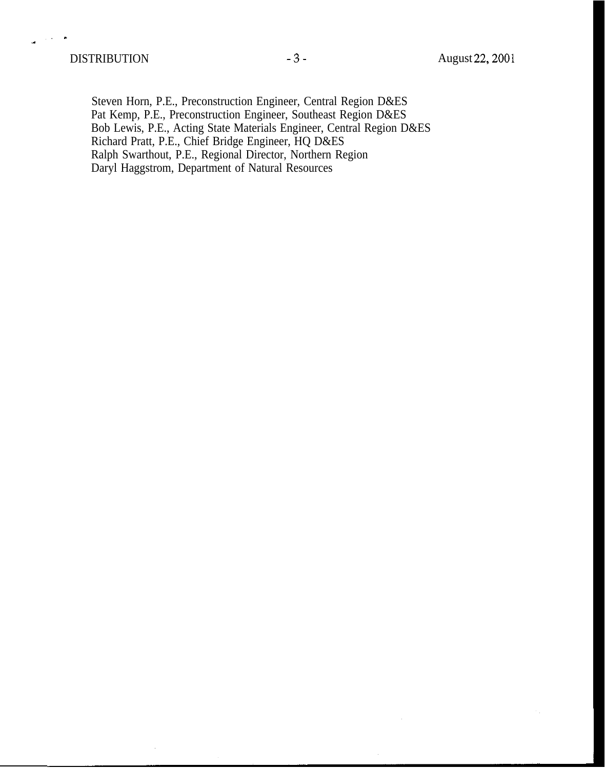Steven Horn, P.E., Preconstruction Engineer, Central Region D&ES
Pat Kemp, P.E., Preconstruction Engineer, Southeast Region D&ES
Bob Lewis, P.E., Acting State Materials Engineer, Central Region D&ES
Richard Pratt, P.E., Chief Bridge Engineer, HQ D&ES
Ralph Swarthout, P.E., Regional Director, Northern Region
Daryl Haggstrom, Department of Natural Resources